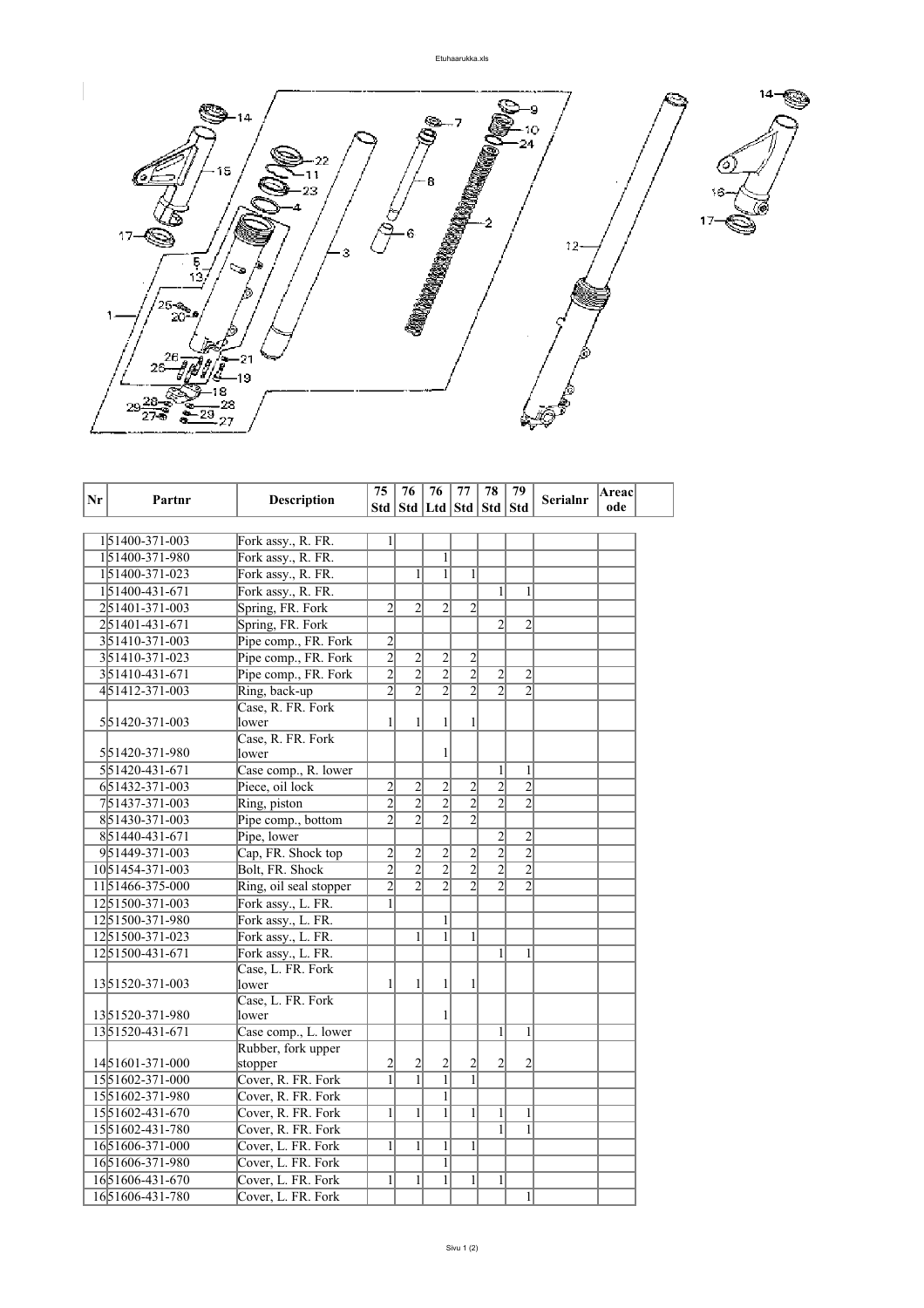| Nr | Partnr | Description | 75 Std | 76 Std | 76 Ltd | 77 Std | 78 Std | 79 Std | Serialnr | Areacode | |
|---|---|---|---|---|---|---|---|---|---|---|---|
| 1 | 51400-371-003 | Fork assy., R. FR. | 1 | | | | | | | | |
| 1 | 51400-371-980 | Fork assy., R. FR. | | | 1 | | | | | | |
| 1 | 51400-371-023 | Fork assy., R. FR. | | 1 | 1 | 1 | | | | | |
| 1 | 51400-431-671 | Fork assy., R. FR. | | | | | 1 | 1 | | | |
| 2 | 51401-371-003 | Spring, FR. Fork | 2 | 2 | 2 | 2 | | | | | |
| 2 | 51401-431-671 | Spring, FR. Fork | | | | | 2 | 2 | | | |
| 3 | 51410-371-003 | Pipe comp., FR. Fork | 2 | | | | | | | | |
| 3 | 51410-371-023 | Pipe comp., FR. Fork | 2 | 2 | 2 | 2 | | | | | |
| 3 | 51410-431-671 | Pipe comp., FR. Fork | 2 | 2 | 2 | 2 | 2 | 2 | | | |
| 4 | 51412-371-003 | Ring, back-up | 2 | 2 | 2 | 2 | 2 | 2 | | | |
| 5 | 51420-371-003 | Case, R. FR. Fork lower | 1 | 1 | 1 | 1 | | | | | |
| 5 | 51420-371-980 | Case, R. FR. Fork lower | | | 1 | | | | | | |
| 5 | 51420-431-671 | Case comp., R. lower | | | | | 1 | 1 | | | |
| 6 | 51432-371-003 | Piece, oil lock | 2 | 2 | 2 | 2 | 2 | 2 | | | |
| 7 | 51437-371-003 | Ring, piston | 2 | 2 | 2 | 2 | 2 | 2 | | | |
| 8 | 51430-371-003 | Pipe comp., bottom | 2 | 2 | 2 | 2 | | | | | |
| 8 | 51440-431-671 | Pipe, lower | | | | | 2 | 2 | | | |
| 9 | 51449-371-003 | Cap, FR. Shock top | 2 | 2 | 2 | 2 | 2 | 2 | | | |
| 10 | 51454-371-003 | Bolt, FR. Shock | 2 | 2 | 2 | 2 | 2 | 2 | | | |
| 11 | 51466-375-000 | Ring, oil seal stopper | 2 | 2 | 2 | 2 | 2 | 2 | | | |
| 12 | 51500-371-003 | Fork assy., L. FR. | 1 | | | | | | | | |
| 12 | 51500-371-980 | Fork assy., L. FR. | | | 1 | | | | | | |
| 12 | 51500-371-023 | Fork assy., L. FR. | | 1 | 1 | 1 | | | | | |
| 12 | 51500-431-671 | Fork assy., L. FR. | | | | | 1 | 1 | | | |
| 13 | 51520-371-003 | Case, L. FR. Fork lower | 1 | 1 | 1 | 1 | | | | | |
| 13 | 51520-371-980 | Case, L. FR. Fork lower | | | 1 | | | | | | |
| 13 | 51520-431-671 | Case comp., L. lower | | | | | 1 | 1 | | | |
| 14 | 51601-371-000 | Rubber, fork upper stopper | 2 | 2 | 2 | 2 | 2 | 2 | | | |
| 15 | 51602-371-000 | Cover, R. FR. Fork | 1 | 1 | 1 | 1 | | | | | |
| 15 | 51602-371-980 | Cover, R. FR. Fork | | | 1 | | | | | | |
| 15 | 51602-431-670 | Cover, R. FR. Fork | 1 | 1 | 1 | 1 | 1 | 1 | | | |
| 15 | 51602-431-780 | Cover, R. FR. Fork | | | | | 1 | 1 | | | |
| 16 | 51606-371-000 | Cover, L. FR. Fork | 1 | 1 | 1 | 1 | | | | | |
| 16 | 51606-371-980 | Cover, L. FR. Fork | | | 1 | | | | | | |
| 16 | 51606-431-670 | Cover, L. FR. Fork | 1 | 1 | 1 | 1 | 1 | | | | |
| 16 | 51606-431-780 | Cover, L. FR. Fork | | | | | | 1 | | | |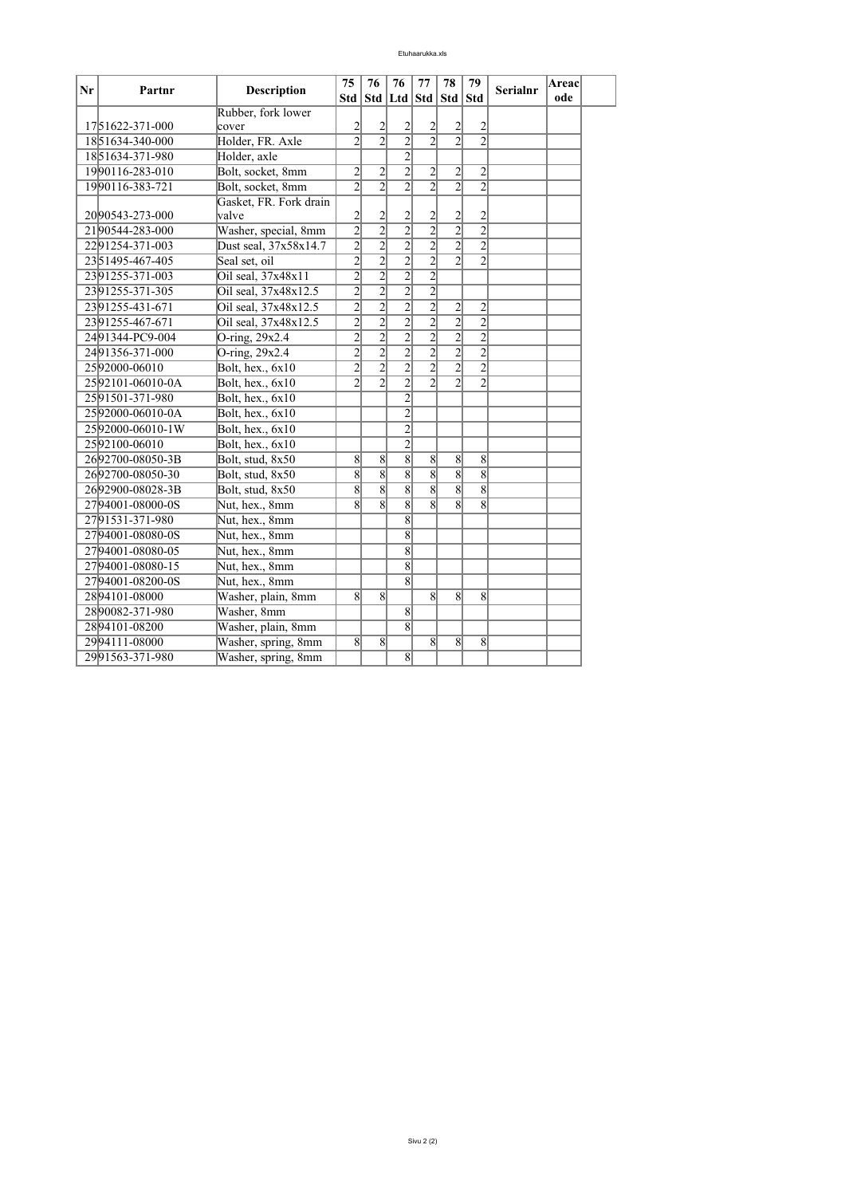| Nr | Partnr | Description | 75 Std | 76 Std | 76 Ltd | 77 Std | 78 Std | 79 Std | Serialnr | Areacode |
|---|---|---|---|---|---|---|---|---|---|---|
| 17 | 51622-371-000 | Rubber, fork lower cover | 2 | 2 | 2 | 2 | 2 | 2 | | |
| 18 | 51634-340-000 | Holder, FR. Axle | 2 | 2 | 2 | 2 | 2 | 2 | | |
| 18 | 51634-371-980 | Holder, axle | | | 2 | | | | | |
| 19 | 90116-283-010 | Bolt, socket, 8mm | 2 | 2 | 2 | 2 | 2 | 2 | | |
| 19 | 90116-383-721 | Bolt, socket, 8mm | 2 | 2 | 2 | 2 | 2 | 2 | | |
| 20 | 90543-273-000 | Gasket, FR. Fork drain valve | 2 | 2 | 2 | 2 | 2 | 2 | | |
| 21 | 90544-283-000 | Washer, special, 8mm | 2 | 2 | 2 | 2 | 2 | 2 | | |
| 22 | 91254-371-003 | Dust seal, 37x58x14.7 | 2 | 2 | 2 | 2 | 2 | 2 | | |
| 23 | 51495-467-405 | Seal set, oil | 2 | 2 | 2 | 2 | 2 | 2 | | |
| 23 | 91255-371-003 | Oil seal, 37x48x11 | 2 | 2 | 2 | 2 | | | | |
| 23 | 91255-371-305 | Oil seal, 37x48x12.5 | 2 | 2 | 2 | 2 | | | | |
| 23 | 91255-431-671 | Oil seal, 37x48x12.5 | 2 | 2 | 2 | 2 | 2 | 2 | | |
| 23 | 91255-467-671 | Oil seal, 37x48x12.5 | 2 | 2 | 2 | 2 | 2 | 2 | | |
| 24 | 91344-PC9-004 | O-ring, 29x2.4 | 2 | 2 | 2 | 2 | 2 | 2 | | |
| 24 | 91356-371-000 | O-ring, 29x2.4 | 2 | 2 | 2 | 2 | 2 | 2 | | |
| 25 | 92000-06010 | Bolt, hex., 6x10 | 2 | 2 | 2 | 2 | 2 | 2 | | |
| 25 | 92101-06010-0A | Bolt, hex., 6x10 | 2 | 2 | 2 | 2 | 2 | 2 | | |
| 25 | 91501-371-980 | Bolt, hex., 6x10 | | | 2 | | | | | |
| 25 | 92000-06010-0A | Bolt, hex., 6x10 | | | 2 | | | | | |
| 25 | 92000-06010-1W | Bolt, hex., 6x10 | | | 2 | | | | | |
| 25 | 92100-06010 | Bolt, hex., 6x10 | | | 2 | | | | | |
| 26 | 92700-08050-3B | Bolt, stud, 8x50 | 8 | 8 | 8 | 8 | 8 | 8 | | |
| 26 | 92700-08050-30 | Bolt, stud, 8x50 | 8 | 8 | 8 | 8 | 8 | 8 | | |
| 26 | 92900-08028-3B | Bolt, stud, 8x50 | 8 | 8 | 8 | 8 | 8 | 8 | | |
| 27 | 94001-08000-0S | Nut, hex., 8mm | 8 | 8 | 8 | 8 | 8 | 8 | | |
| 27 | 91531-371-980 | Nut, hex., 8mm | | | 8 | | | | | |
| 27 | 94001-08080-0S | Nut, hex., 8mm | | | 8 | | | | | |
| 27 | 94001-08080-05 | Nut, hex., 8mm | | | 8 | | | | | |
| 27 | 94001-08080-15 | Nut, hex., 8mm | | | 8 | | | | | |
| 27 | 94001-08200-0S | Nut, hex., 8mm | | | 8 | | | | | |
| 28 | 94101-08000 | Washer, plain, 8mm | 8 | 8 | | 8 | 8 | 8 | | |
| 28 | 90082-371-980 | Washer, 8mm | | | 8 | | | | | |
| 28 | 94101-08200 | Washer, plain, 8mm | | | 8 | | | | | |
| 29 | 94111-08000 | Washer, spring, 8mm | 8 | 8 | | 8 | 8 | 8 | | |
| 29 | 91563-371-980 | Washer, spring, 8mm | | | 8 | | | | | |